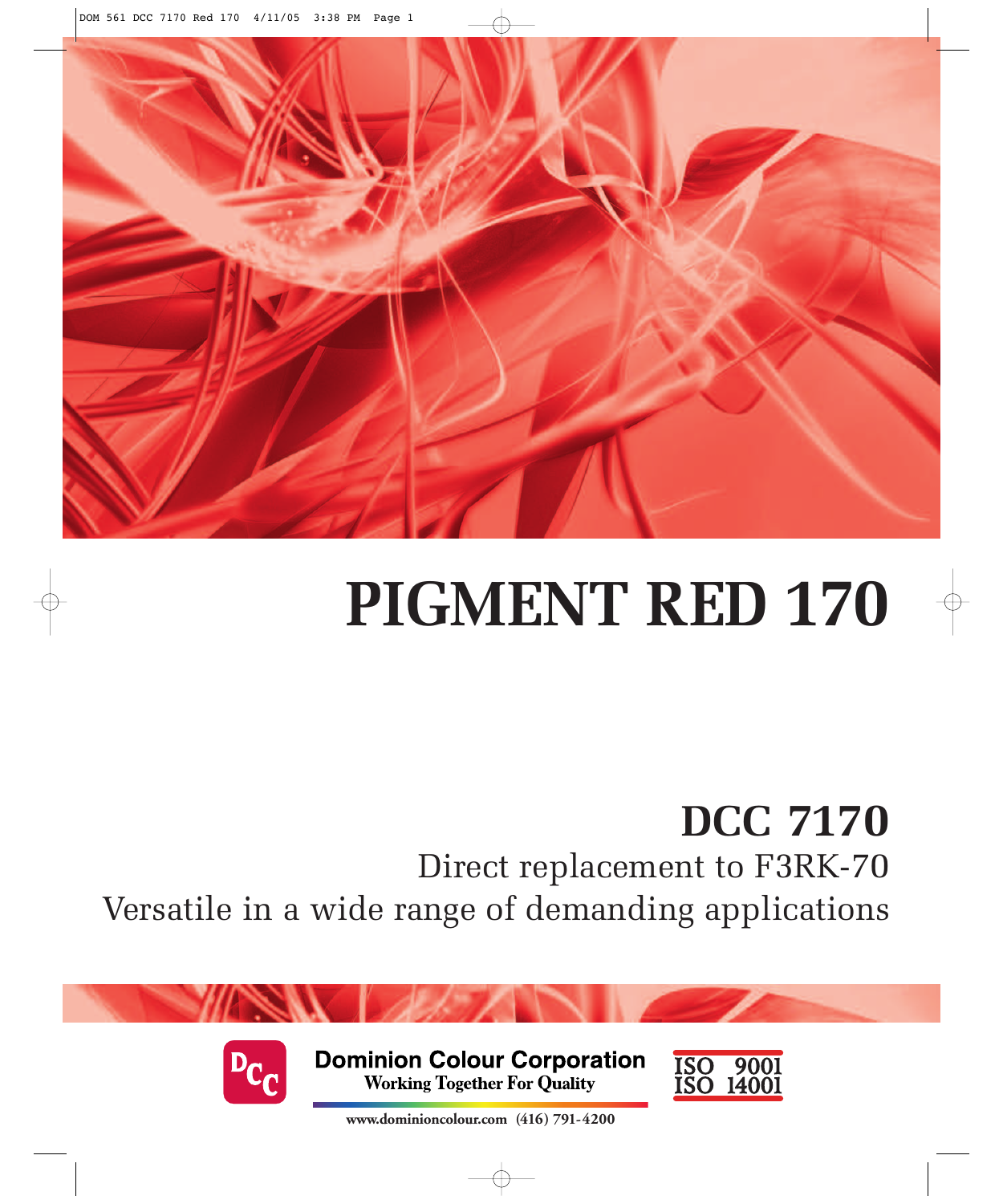# PIGMENT RED 170

## DCC 7170

Direct replacement to F3RK-70

Versatile in a wide range of demanding applications

**Dominion Colour Corporation**

**Working Together For Quality**

ISO 9001

ISO 14001

www.dominioncolour.com (416) 791-4200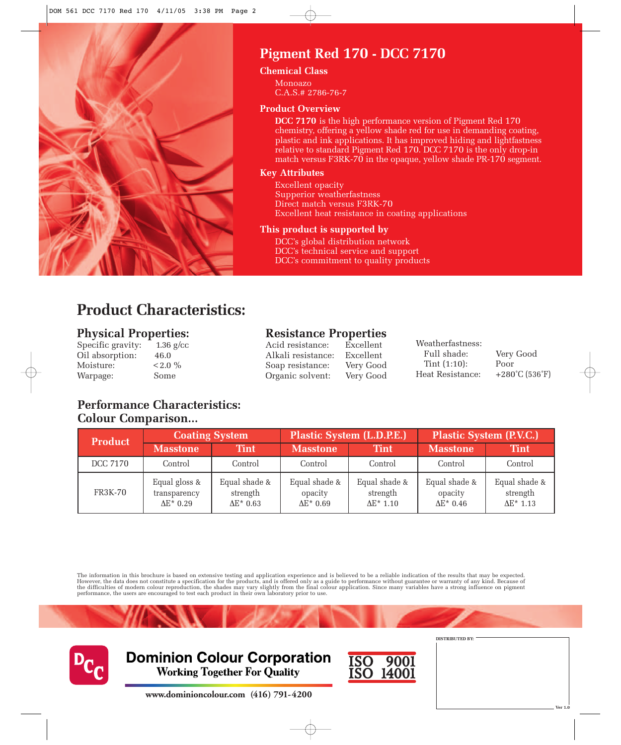# Pigment Red 170 - DCC 7170

### Chemical Class

Monoazo
C.A.S.# 2786-76-7

### Product Overview

**DCC 7170** is the high performance version of Pigment Red 170 chemistry, offering a yellow shade red for use in demanding coating, plastic and ink applications. It has improved hiding and lightfastness relative to standard Pigment Red 170. DCC 7170 is the only drop-in match versus F3RK-70 in the opaque, yellow shade PR-170 segment.

### Key Attributes

Excellent opacity
Supperior weatherfastness
Direct match versus F3RK-70
Excellent heat resistance in coating applications

### This product is supported by

DCC's global distribution network
DCC's technical service and support
DCC's commitment to quality products

## Product Characteristics:

### Physical Properties:

| | |
|---|---|
| Specific gravity: | 1.36 g/cc |
| Oil absorption: | 46.0 |
| Moisture: | < 2.0 % |
| Warpage: | Some |

### Resistance Properties

| | |
|---|---|
| Acid resistance: | Excellent |
| Alkali resistance: | Excellent |
| Soap resistance: | Very Good |
| Organic solvent: | Very Good |

| | |
|---|---|
| Weatherfastness: | |
| Full shade: | Very Good |
| Tint (1:10): | Poor |
| Heat Resistance: | +280˚C (536˚F) |

### Performance Characteristics:
### Colour Comparison...

| Product | Coating System | | Plastic System (L.D.P.E.) | | Plastic System (P.V.C.) | |
|---|---|---|---|---|---|---|
| | Masstone | Tint | Masstone | Tint | Masstone | Tint |
| DCC 7170 | Control | Control | Control | Control | Control | Control |
| FR3K-70 | Equal gloss & transparency ΔE* 0.29 | Equal shade & strength ΔE* 0.63 | Equal shade & opacity ΔE* 0.69 | Equal shade & strength ΔE* 1.10 | Equal shade & opacity ΔE* 0.46 | Equal shade & strength ΔE* 1.13 |

The information in this brochure is based on extensive testing and application experience and is believed to be a reliable indication of the results that may be expected. However, the data does not constitute a specification for the products, and is offered only as a guide to performance without guarantee or warranty of any kind. Because of the difficulties of modern colour reproduction, the shades may vary slightly from the final colour application. Since many variables have a strong influence on pigment performance, the users are encouraged to test each product in their own laboratory prior to use.

**Dominion Colour Corporation**
Working Together For Quality

ISO 9001
ISO 14001

www.dominioncolour.com (416) 791-4200

DISTRIBUTED BY:

Ver 1.0